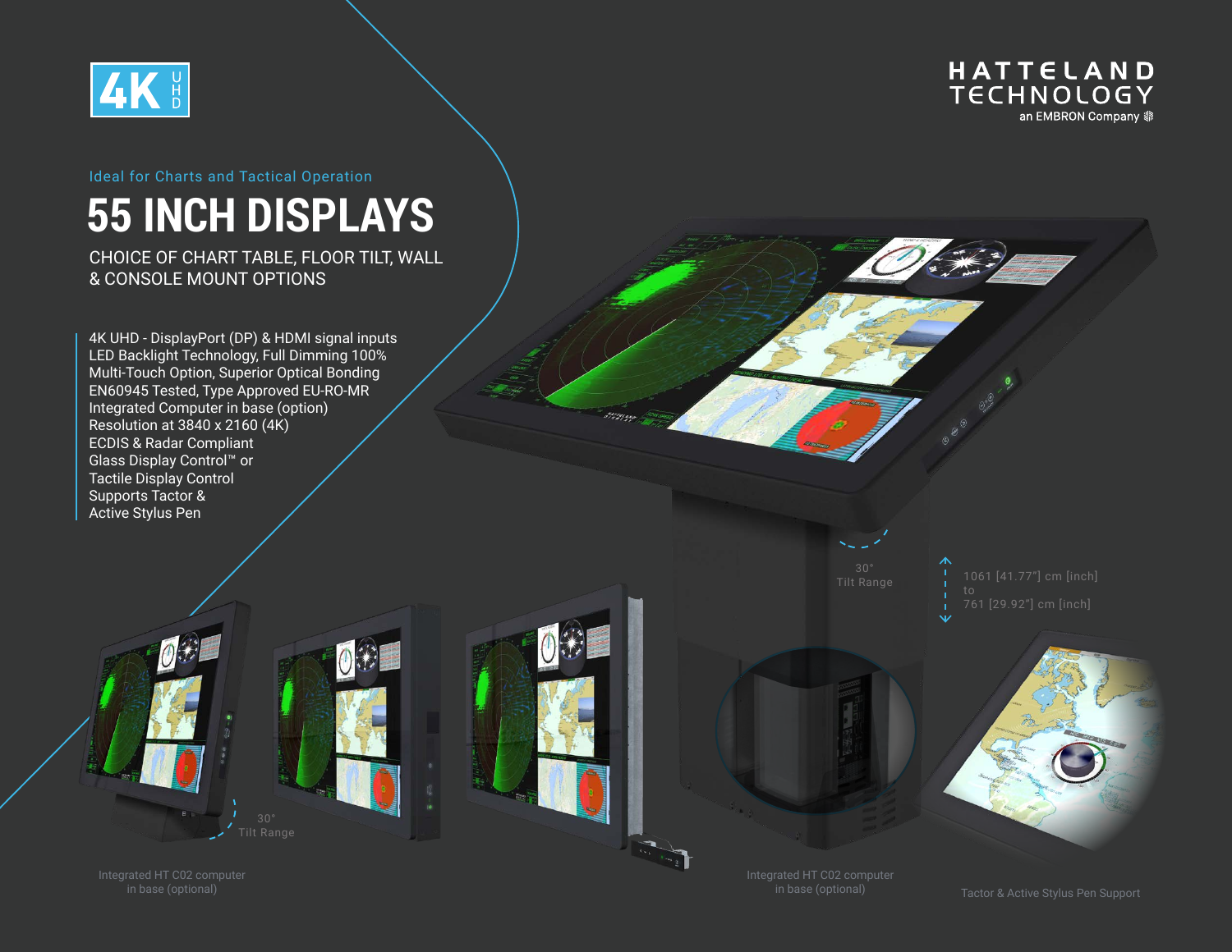4K UHD

HATTELAND TECHNOLOGY
an EMBRON Company

Ideal for Charts and Tactical Operation

# 55 INCH DISPLAYS

CHOICE OF CHART TABLE, FLOOR TILT, WALL & CONSOLE MOUNT OPTIONS

- 4K UHD - DisplayPort (DP) & HDMI signal inputs
- LED Backlight Technology, Full Dimming 100%
- Multi-Touch Option, Superior Optical Bonding
- EN60945 Tested, Type Approved EU-RO-MR
- Integrated Computer in base (option)
- Resolution at 3840 x 2160 (4K)
- ECDIS & Radar Compliant
- Glass Display Control™ or Tactile Display Control
- Supports Tactor & Active Stylus Pen

30° Tilt Range

1061 [41.77"] cm [inch] to 761 [29.92"] cm [inch]

30° Tilt Range

Integrated HT C02 computer in base (optional)

Integrated HT C02 computer in base (optional)

Tactor & Active Stylus Pen Support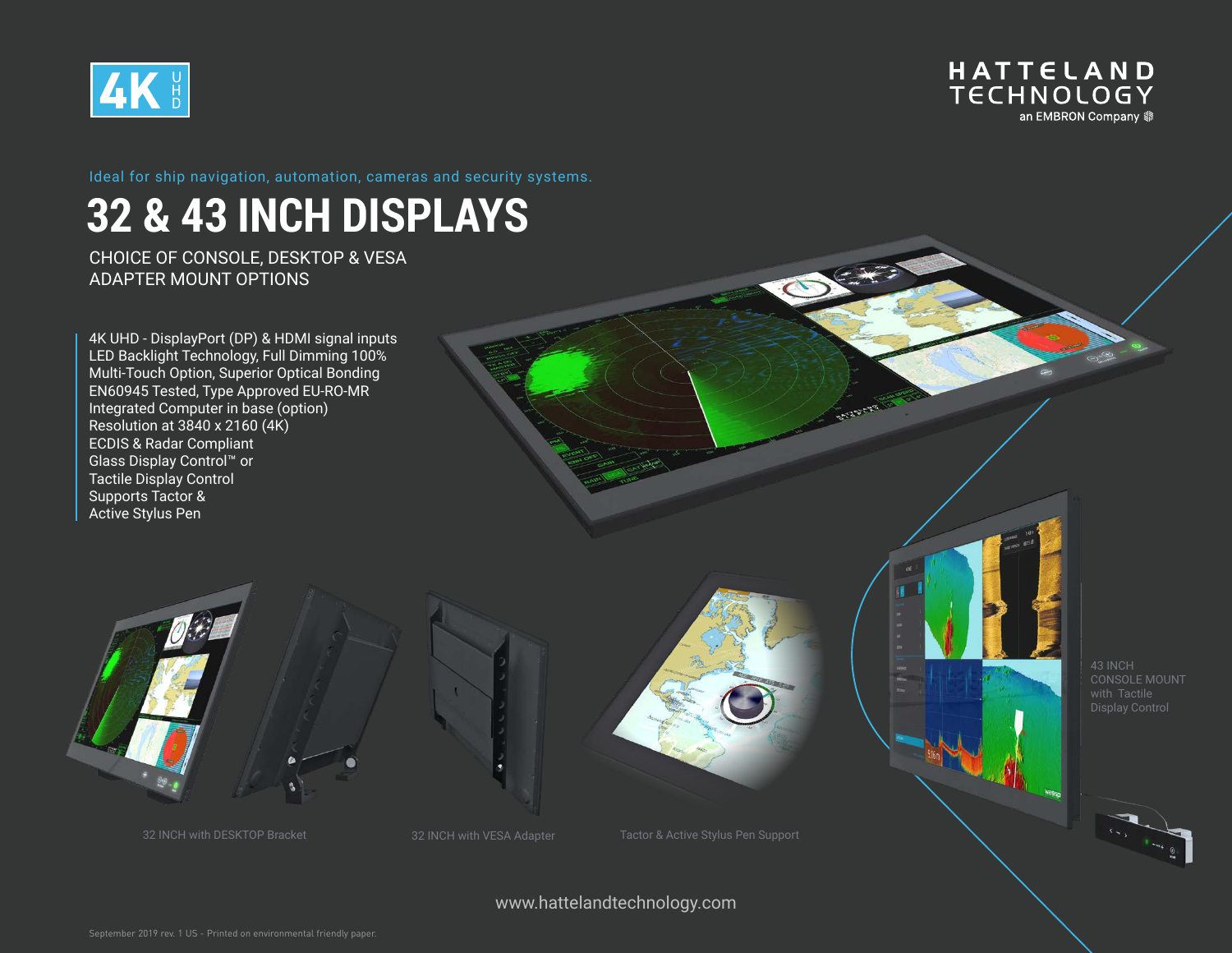4K UHD

HATTELAND TECHNOLOGY
an EMBRON Company

Ideal for ship navigation, automation, cameras and security systems.

# 32 & 43 INCH DISPLAYS

CHOICE OF CONSOLE, DESKTOP & VESA ADAPTER MOUNT OPTIONS

4K UHD - DisplayPort (DP) & HDMI signal inputs
LED Backlight Technology, Full Dimming 100%
Multi-Touch Option, Superior Optical Bonding
EN60945 Tested, Type Approved EU-RO-MR
Integrated Computer in base (option)
Resolution at 3840 x 2160 (4K)
ECDIS & Radar Compliant
Glass Display Control™ or
Tactile Display Control
Supports Tactor &
Active Stylus Pen

43 INCH CONSOLE MOUNT with Tactile Display Control

32 INCH with DESKTOP Bracket

32 INCH with VESA Adapter

Tactor & Active Stylus Pen Support

www.hattelandtechnology.com

September 2019 rev. 1 US - Printed on environmental friendly paper.